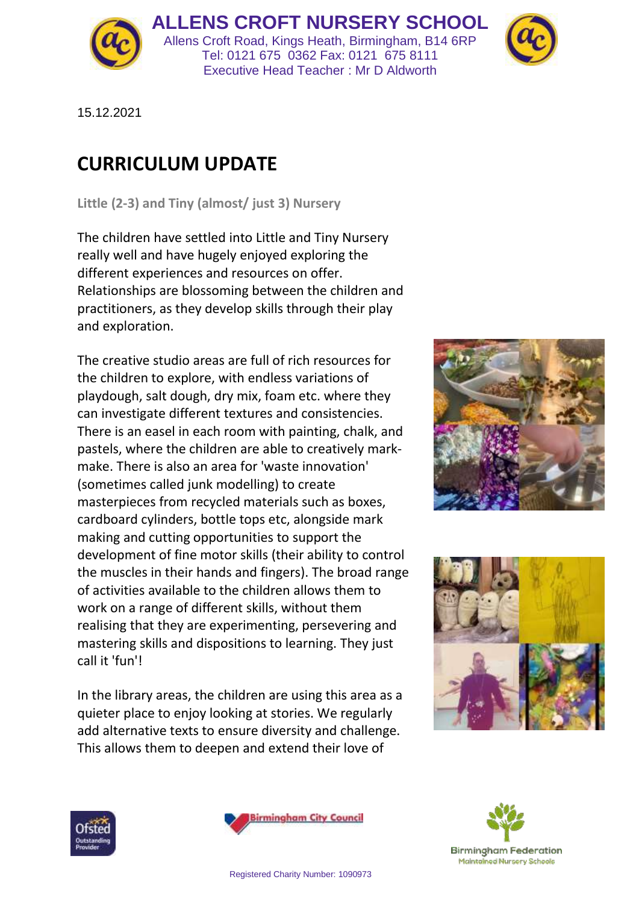ALLENS CROFT NURSERY SCHOOL
Allens Croft Road, Kings Heath, Birmingham, B14 6RP
Tel: 0121 675 0362 Fax: 0121 675 8111
Executive Head Teacher : Mr D Aldworth

15.12.2021

# CURRICULUM UPDATE

### Little (2-3) and Tiny (almost/ just 3) Nursery

The children have settled into Little and Tiny Nursery really well and have hugely enjoyed exploring the different experiences and resources on offer. Relationships are blossoming between the children and practitioners, as they develop skills through their play and exploration.

The creative studio areas are full of rich resources for the children to explore, with endless variations of playdough, salt dough, dry mix, foam etc. where they can investigate different textures and consistencies. There is an easel in each room with painting, chalk, and pastels, where the children are able to creatively mark-make. There is also an area for 'waste innovation' (sometimes called junk modelling) to create masterpieces from recycled materials such as boxes, cardboard cylinders, bottle tops etc, alongside mark making and cutting opportunities to support the development of fine motor skills (their ability to control the muscles in their hands and fingers). The broad range of activities available to the children allows them to work on a range of different skills, without them realising that they are experimenting, persevering and mastering skills and dispositions to learning. They just call it 'fun'!

In the library areas, the children are using this area as a quieter place to enjoy looking at stories. We regularly add alternative texts to ensure diversity and challenge. This allows them to deepen and extend their love of

Registered Charity Number: 1090973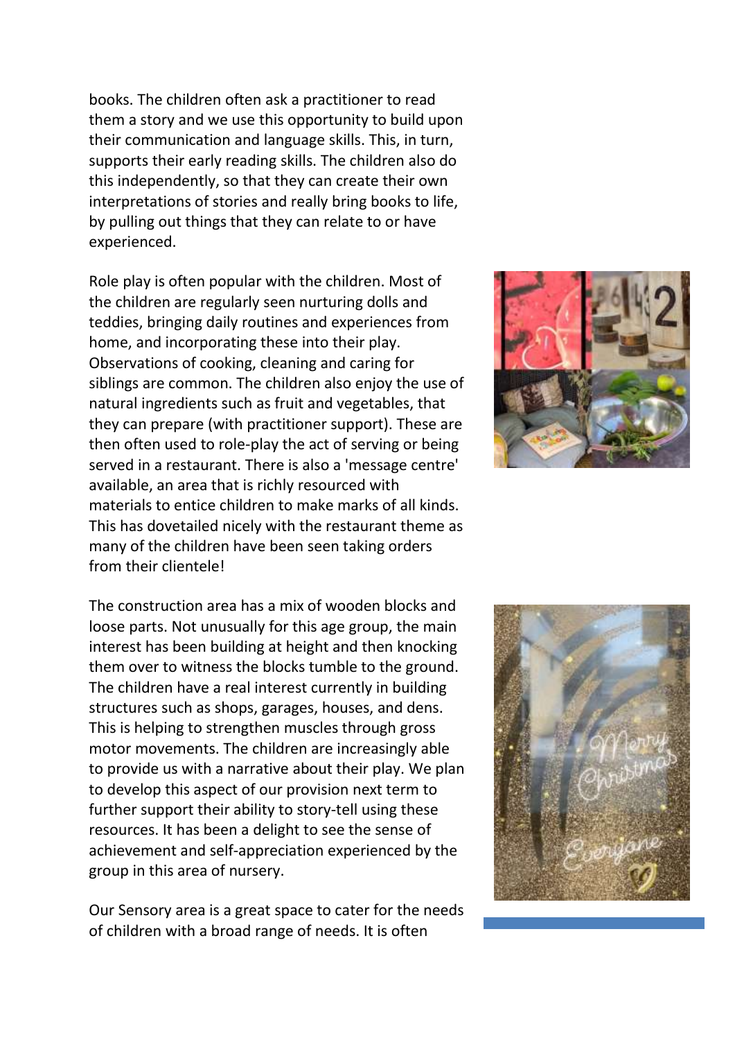books. The children often ask a practitioner to read them a story and we use this opportunity to build upon their communication and language skills. This, in turn, supports their early reading skills. The children also do this independently, so that they can create their own interpretations of stories and really bring books to life, by pulling out things that they can relate to or have experienced.

Role play is often popular with the children. Most of the children are regularly seen nurturing dolls and teddies, bringing daily routines and experiences from home, and incorporating these into their play. Observations of cooking, cleaning and caring for siblings are common. The children also enjoy the use of natural ingredients such as fruit and vegetables, that they can prepare (with practitioner support). These are then often used to role-play the act of serving or being served in a restaurant. There is also a 'message centre' available, an area that is richly resourced with materials to entice children to make marks of all kinds. This has dovetailed nicely with the restaurant theme as many of the children have been seen taking orders from their clientele!

The construction area has a mix of wooden blocks and loose parts. Not unusually for this age group, the main interest has been building at height and then knocking them over to witness the blocks tumble to the ground. The children have a real interest currently in building structures such as shops, garages, houses, and dens. This is helping to strengthen muscles through gross motor movements. The children are increasingly able to provide us with a narrative about their play. We plan to develop this aspect of our provision next term to further support their ability to story-tell using these resources. It has been a delight to see the sense of achievement and self-appreciation experienced by the group in this area of nursery.

Our Sensory area is a great space to cater for the needs of children with a broad range of needs. It is often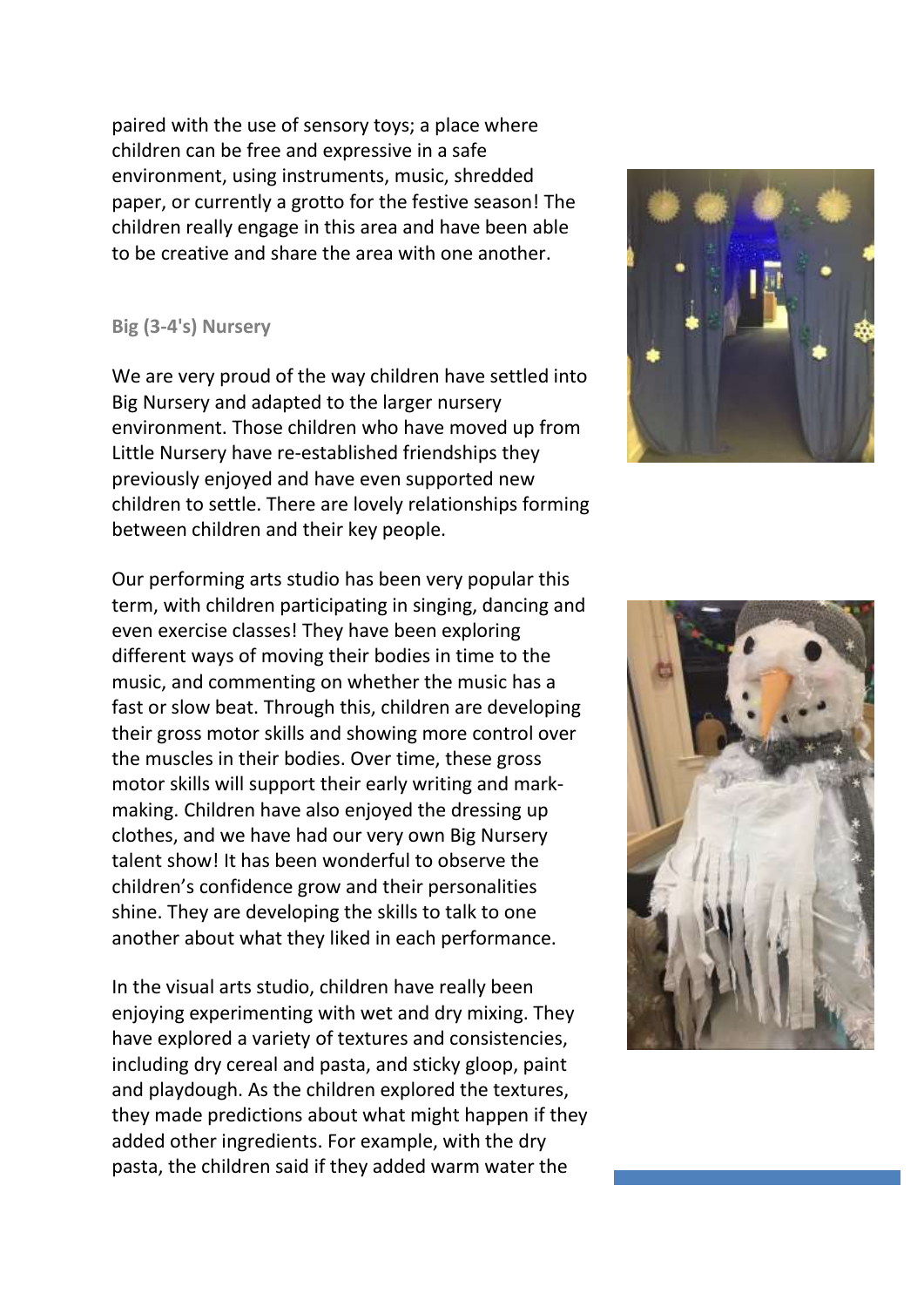paired with the use of sensory toys; a place where children can be free and expressive in a safe environment, using instruments, music, shredded paper, or currently a grotto for the festive season! The children really engage in this area and have been able to be creative and share the area with one another.

### Big (3-4's) Nursery

We are very proud of the way children have settled into Big Nursery and adapted to the larger nursery environment. Those children who have moved up from Little Nursery have re-established friendships they previously enjoyed and have even supported new children to settle. There are lovely relationships forming between children and their key people.

Our performing arts studio has been very popular this term, with children participating in singing, dancing and even exercise classes! They have been exploring different ways of moving their bodies in time to the music, and commenting on whether the music has a fast or slow beat. Through this, children are developing their gross motor skills and showing more control over the muscles in their bodies. Over time, these gross motor skills will support their early writing and mark-making. Children have also enjoyed the dressing up clothes, and we have had our very own Big Nursery talent show! It has been wonderful to observe the children's confidence grow and their personalities shine. They are developing the skills to talk to one another about what they liked in each performance.

In the visual arts studio, children have really been enjoying experimenting with wet and dry mixing. They have explored a variety of textures and consistencies, including dry cereal and pasta, and sticky gloop, paint and playdough. As the children explored the textures, they made predictions about what might happen if they added other ingredients. For example, with the dry pasta, the children said if they added warm water the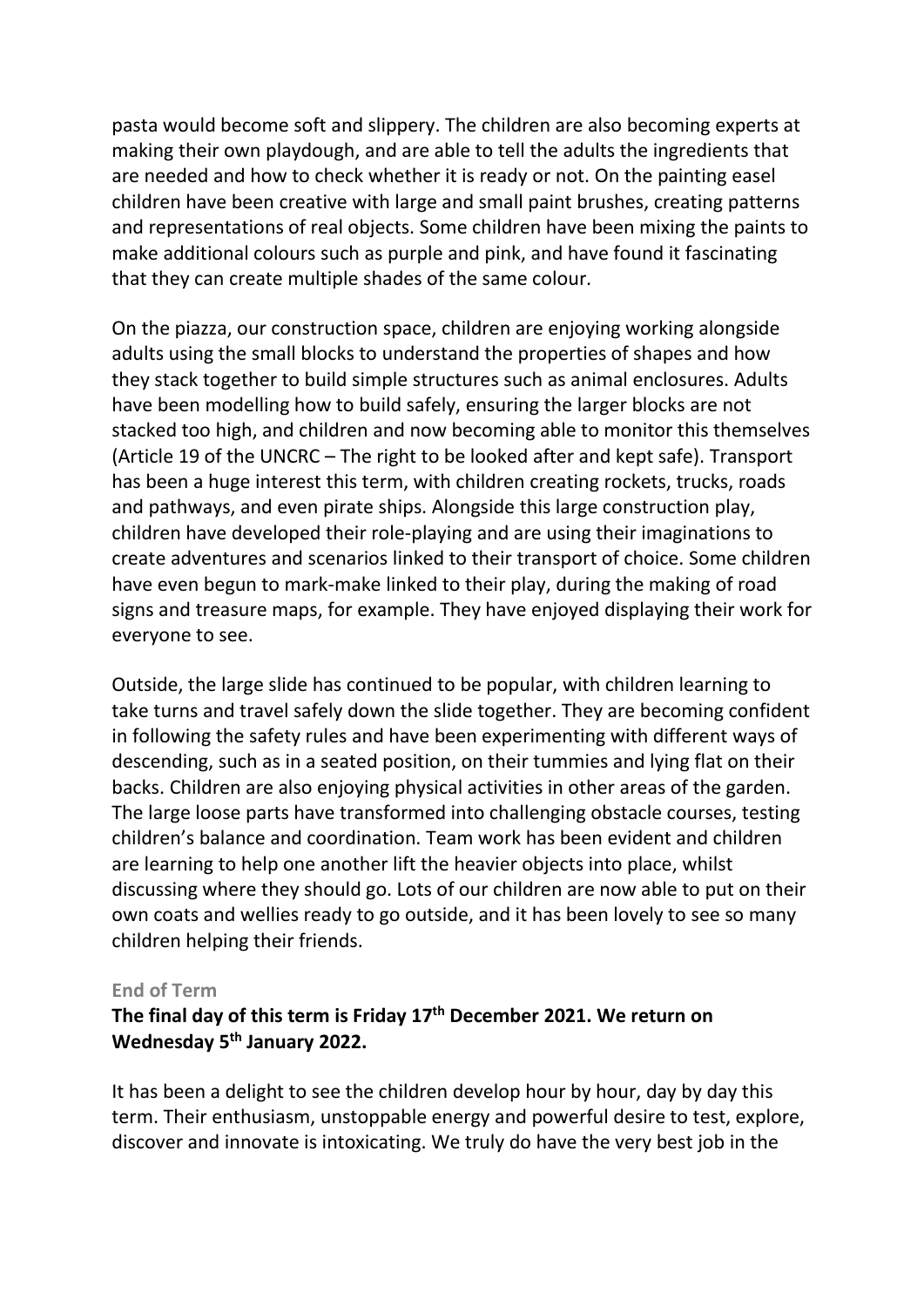pasta would become soft and slippery. The children are also becoming experts at making their own playdough, and are able to tell the adults the ingredients that are needed and how to check whether it is ready or not. On the painting easel children have been creative with large and small paint brushes, creating patterns and representations of real objects. Some children have been mixing the paints to make additional colours such as purple and pink, and have found it fascinating that they can create multiple shades of the same colour.

On the piazza, our construction space, children are enjoying working alongside adults using the small blocks to understand the properties of shapes and how they stack together to build simple structures such as animal enclosures. Adults have been modelling how to build safely, ensuring the larger blocks are not stacked too high, and children and now becoming able to monitor this themselves (Article 19 of the UNCRC – The right to be looked after and kept safe). Transport has been a huge interest this term, with children creating rockets, trucks, roads and pathways, and even pirate ships. Alongside this large construction play, children have developed their role-playing and are using their imaginations to create adventures and scenarios linked to their transport of choice. Some children have even begun to mark-make linked to their play, during the making of road signs and treasure maps, for example. They have enjoyed displaying their work for everyone to see.

Outside, the large slide has continued to be popular, with children learning to take turns and travel safely down the slide together. They are becoming confident in following the safety rules and have been experimenting with different ways of descending, such as in a seated position, on their tummies and lying flat on their backs. Children are also enjoying physical activities in other areas of the garden. The large loose parts have transformed into challenging obstacle courses, testing children's balance and coordination. Team work has been evident and children are learning to help one another lift the heavier objects into place, whilst discussing where they should go. Lots of our children are now able to put on their own coats and wellies ready to go outside, and it has been lovely to see so many children helping their friends.

### End of Term

**The final day of this term is Friday 17th December 2021. We return on Wednesday 5th January 2022.**

It has been a delight to see the children develop hour by hour, day by day this term. Their enthusiasm, unstoppable energy and powerful desire to test, explore, discover and innovate is intoxicating. We truly do have the very best job in the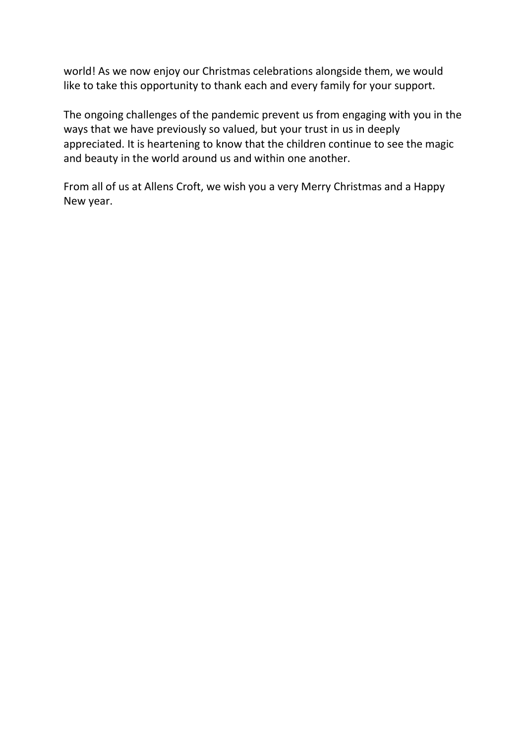world! As we now enjoy our Christmas celebrations alongside them, we would like to take this opportunity to thank each and every family for your support.

The ongoing challenges of the pandemic prevent us from engaging with you in the ways that we have previously so valued, but your trust in us in deeply appreciated. It is heartening to know that the children continue to see the magic and beauty in the world around us and within one another.

From all of us at Allens Croft, we wish you a very Merry Christmas and a Happy New year.